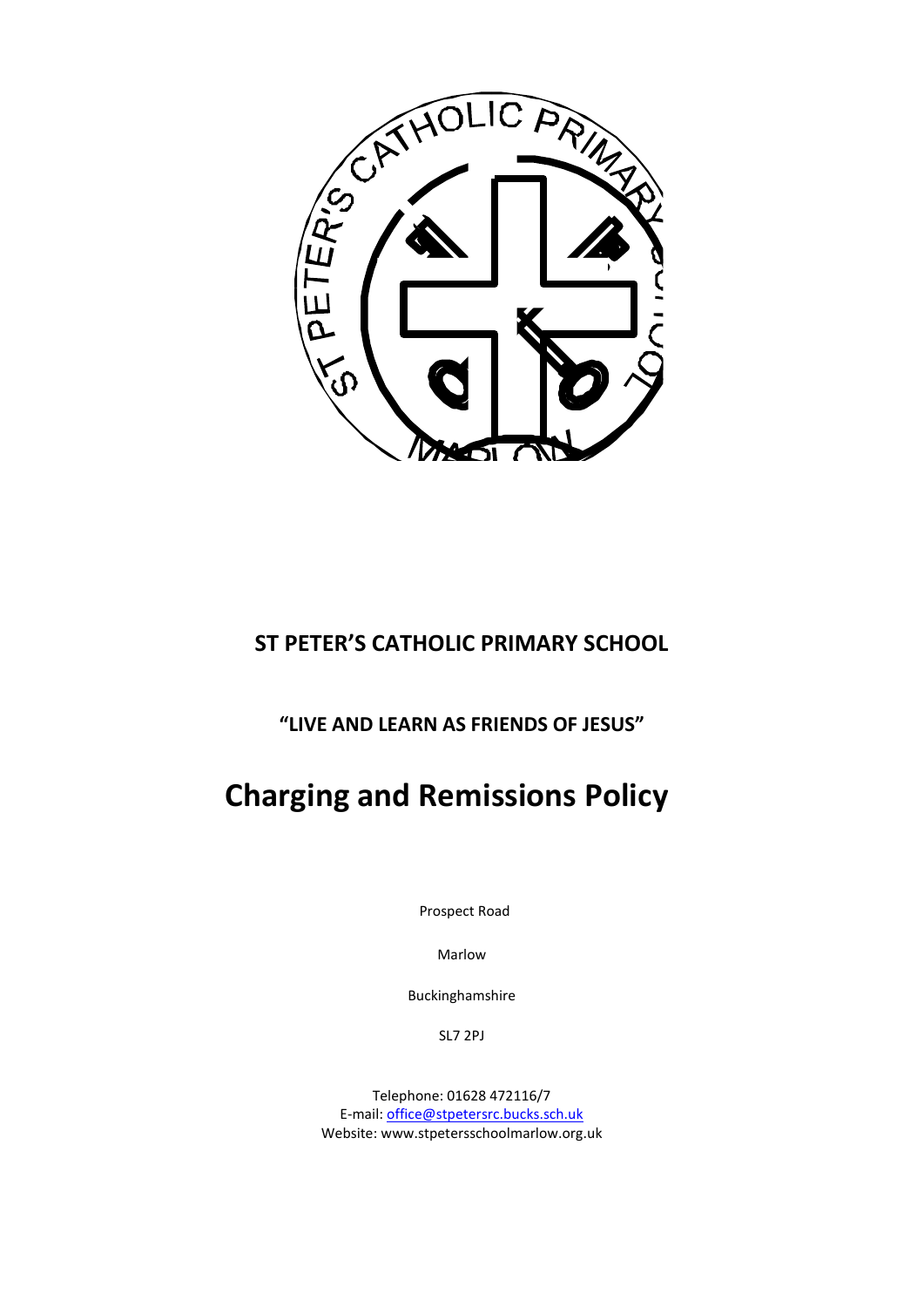**ST PETER'S CATHOLIC PRIMARY SCHOOL**

**"LIVE AND LEARN AS FRIENDS OF JESUS"**

# Charging and Remissions Policy

Prospect Road

Marlow

Buckinghamshire

SL7 2PJ

Telephone: 01628 472116/7
E-mail: office@stpetersrc.bucks.sch.uk
Website: www.stpetersschoolmarlow.org.uk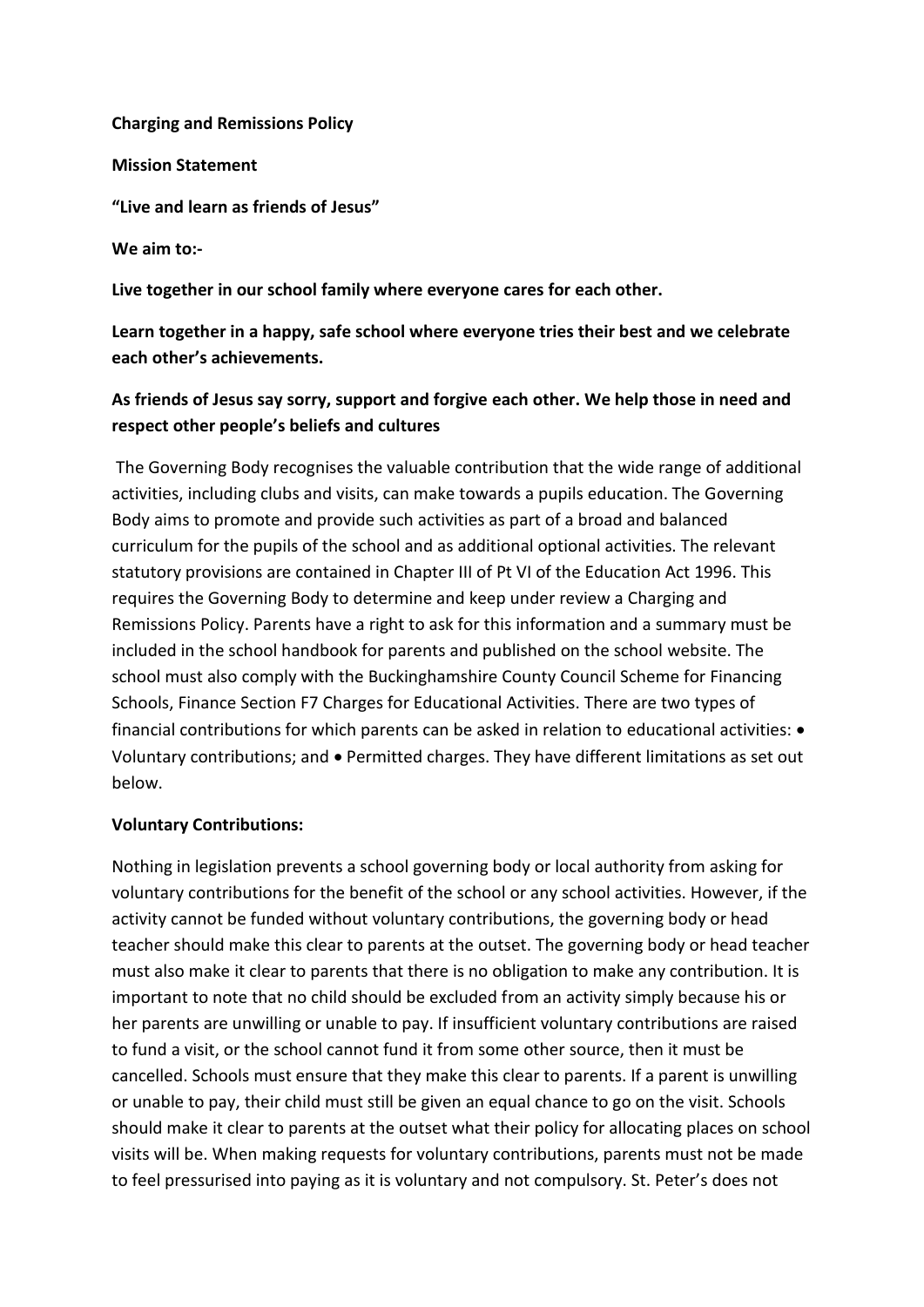**Charging and Remissions Policy**

**Mission Statement**

**"Live and learn as friends of Jesus"**

**We aim to:-**

**Live together in our school family where everyone cares for each other.**

**Learn together in a happy, safe school where everyone tries their best and we celebrate each other's achievements.**

**As friends of Jesus say sorry, support and forgive each other. We help those in need and respect other people's beliefs and cultures**

The Governing Body recognises the valuable contribution that the wide range of additional activities, including clubs and visits, can make towards a pupils education. The Governing Body aims to promote and provide such activities as part of a broad and balanced curriculum for the pupils of the school and as additional optional activities. The relevant statutory provisions are contained in Chapter III of Pt VI of the Education Act 1996. This requires the Governing Body to determine and keep under review a Charging and Remissions Policy. Parents have a right to ask for this information and a summary must be included in the school handbook for parents and published on the school website. The school must also comply with the Buckinghamshire County Council Scheme for Financing Schools, Finance Section F7 Charges for Educational Activities. There are two types of financial contributions for which parents can be asked in relation to educational activities: • Voluntary contributions; and • Permitted charges. They have different limitations as set out below.

**Voluntary Contributions:**

Nothing in legislation prevents a school governing body or local authority from asking for voluntary contributions for the benefit of the school or any school activities. However, if the activity cannot be funded without voluntary contributions, the governing body or head teacher should make this clear to parents at the outset. The governing body or head teacher must also make it clear to parents that there is no obligation to make any contribution. It is important to note that no child should be excluded from an activity simply because his or her parents are unwilling or unable to pay. If insufficient voluntary contributions are raised to fund a visit, or the school cannot fund it from some other source, then it must be cancelled. Schools must ensure that they make this clear to parents. If a parent is unwilling or unable to pay, their child must still be given an equal chance to go on the visit. Schools should make it clear to parents at the outset what their policy for allocating places on school visits will be. When making requests for voluntary contributions, parents must not be made to feel pressurised into paying as it is voluntary and not compulsory. St. Peter's does not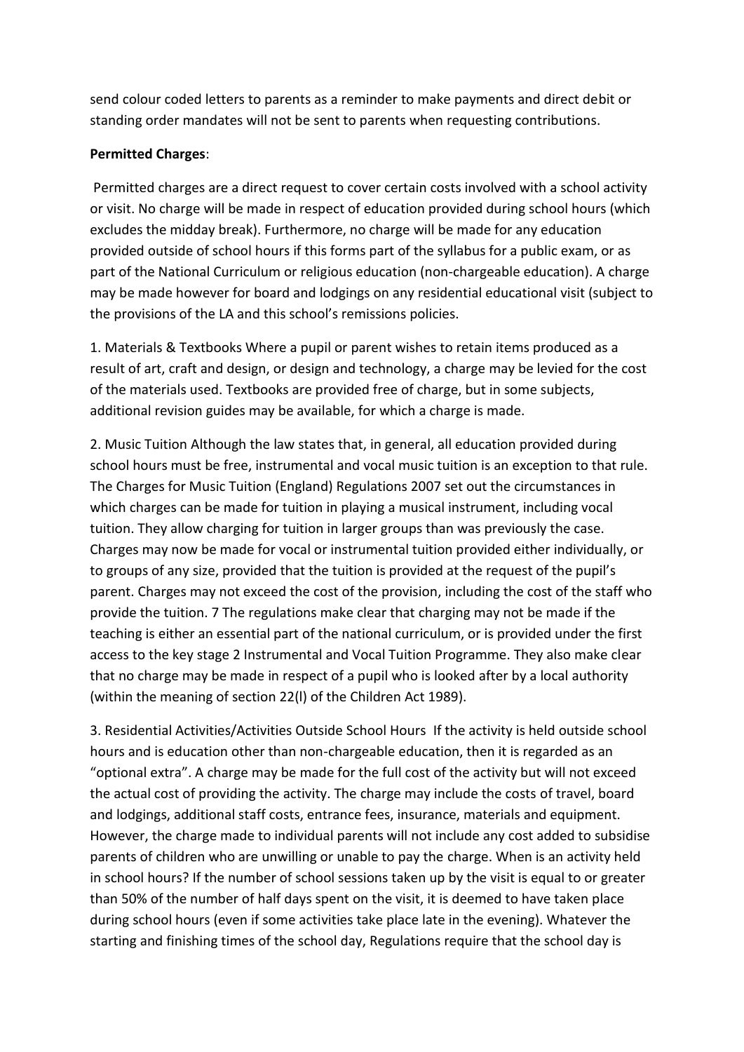send colour coded letters to parents as a reminder to make payments and direct debit or standing order mandates will not be sent to parents when requesting contributions.

**Permitted Charges**:

Permitted charges are a direct request to cover certain costs involved with a school activity or visit. No charge will be made in respect of education provided during school hours (which excludes the midday break). Furthermore, no charge will be made for any education provided outside of school hours if this forms part of the syllabus for a public exam, or as part of the National Curriculum or religious education (non-chargeable education). A charge may be made however for board and lodgings on any residential educational visit (subject to the provisions of the LA and this school's remissions policies.

1. Materials & Textbooks Where a pupil or parent wishes to retain items produced as a result of art, craft and design, or design and technology, a charge may be levied for the cost of the materials used. Textbooks are provided free of charge, but in some subjects, additional revision guides may be available, for which a charge is made.

2. Music Tuition Although the law states that, in general, all education provided during school hours must be free, instrumental and vocal music tuition is an exception to that rule. The Charges for Music Tuition (England) Regulations 2007 set out the circumstances in which charges can be made for tuition in playing a musical instrument, including vocal tuition. They allow charging for tuition in larger groups than was previously the case. Charges may now be made for vocal or instrumental tuition provided either individually, or to groups of any size, provided that the tuition is provided at the request of the pupil's parent. Charges may not exceed the cost of the provision, including the cost of the staff who provide the tuition. 7 The regulations make clear that charging may not be made if the teaching is either an essential part of the national curriculum, or is provided under the first access to the key stage 2 Instrumental and Vocal Tuition Programme. They also make clear that no charge may be made in respect of a pupil who is looked after by a local authority (within the meaning of section 22(l) of the Children Act 1989).

3. Residential Activities/Activities Outside School Hours If the activity is held outside school hours and is education other than non-chargeable education, then it is regarded as an "optional extra". A charge may be made for the full cost of the activity but will not exceed the actual cost of providing the activity. The charge may include the costs of travel, board and lodgings, additional staff costs, entrance fees, insurance, materials and equipment. However, the charge made to individual parents will not include any cost added to subsidise parents of children who are unwilling or unable to pay the charge. When is an activity held in school hours? If the number of school sessions taken up by the visit is equal to or greater than 50% of the number of half days spent on the visit, it is deemed to have taken place during school hours (even if some activities take place late in the evening). Whatever the starting and finishing times of the school day, Regulations require that the school day is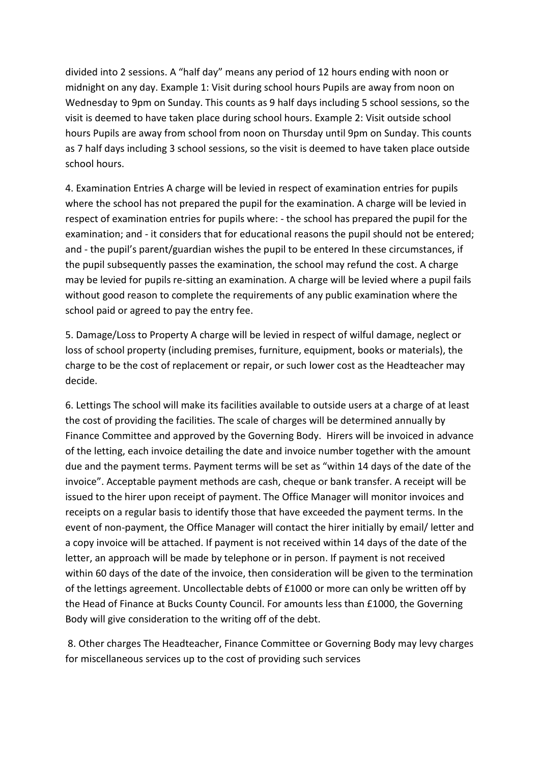divided into 2 sessions. A "half day" means any period of 12 hours ending with noon or midnight on any day. Example 1: Visit during school hours Pupils are away from noon on Wednesday to 9pm on Sunday. This counts as 9 half days including 5 school sessions, so the visit is deemed to have taken place during school hours. Example 2: Visit outside school hours Pupils are away from school from noon on Thursday until 9pm on Sunday. This counts as 7 half days including 3 school sessions, so the visit is deemed to have taken place outside school hours.

4. Examination Entries A charge will be levied in respect of examination entries for pupils where the school has not prepared the pupil for the examination. A charge will be levied in respect of examination entries for pupils where: - the school has prepared the pupil for the examination; and - it considers that for educational reasons the pupil should not be entered; and - the pupil's parent/guardian wishes the pupil to be entered In these circumstances, if the pupil subsequently passes the examination, the school may refund the cost. A charge may be levied for pupils re-sitting an examination. A charge will be levied where a pupil fails without good reason to complete the requirements of any public examination where the school paid or agreed to pay the entry fee.

5. Damage/Loss to Property A charge will be levied in respect of wilful damage, neglect or loss of school property (including premises, furniture, equipment, books or materials), the charge to be the cost of replacement or repair, or such lower cost as the Headteacher may decide.

6. Lettings The school will make its facilities available to outside users at a charge of at least the cost of providing the facilities. The scale of charges will be determined annually by Finance Committee and approved by the Governing Body. Hirers will be invoiced in advance of the letting, each invoice detailing the date and invoice number together with the amount due and the payment terms. Payment terms will be set as "within 14 days of the date of the invoice". Acceptable payment methods are cash, cheque or bank transfer. A receipt will be issued to the hirer upon receipt of payment. The Office Manager will monitor invoices and receipts on a regular basis to identify those that have exceeded the payment terms. In the event of non-payment, the Office Manager will contact the hirer initially by email/ letter and a copy invoice will be attached. If payment is not received within 14 days of the date of the letter, an approach will be made by telephone or in person. If payment is not received within 60 days of the date of the invoice, then consideration will be given to the termination of the lettings agreement. Uncollectable debts of £1000 or more can only be written off by the Head of Finance at Bucks County Council. For amounts less than £1000, the Governing Body will give consideration to the writing off of the debt.

8. Other charges The Headteacher, Finance Committee or Governing Body may levy charges for miscellaneous services up to the cost of providing such services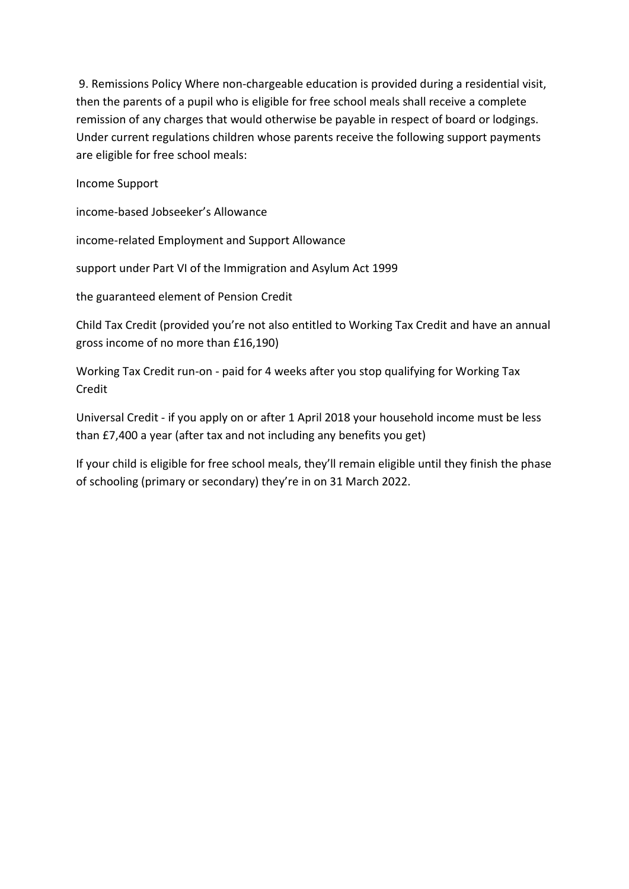9. Remissions Policy Where non-chargeable education is provided during a residential visit, then the parents of a pupil who is eligible for free school meals shall receive a complete remission of any charges that would otherwise be payable in respect of board or lodgings. Under current regulations children whose parents receive the following support payments are eligible for free school meals:

Income Support

income-based Jobseeker's Allowance

income-related Employment and Support Allowance

support under Part VI of the Immigration and Asylum Act 1999

the guaranteed element of Pension Credit

Child Tax Credit (provided you're not also entitled to Working Tax Credit and have an annual gross income of no more than £16,190)

Working Tax Credit run-on - paid for 4 weeks after you stop qualifying for Working Tax Credit

Universal Credit - if you apply on or after 1 April 2018 your household income must be less than £7,400 a year (after tax and not including any benefits you get)

If your child is eligible for free school meals, they'll remain eligible until they finish the phase of schooling (primary or secondary) they're in on 31 March 2022.